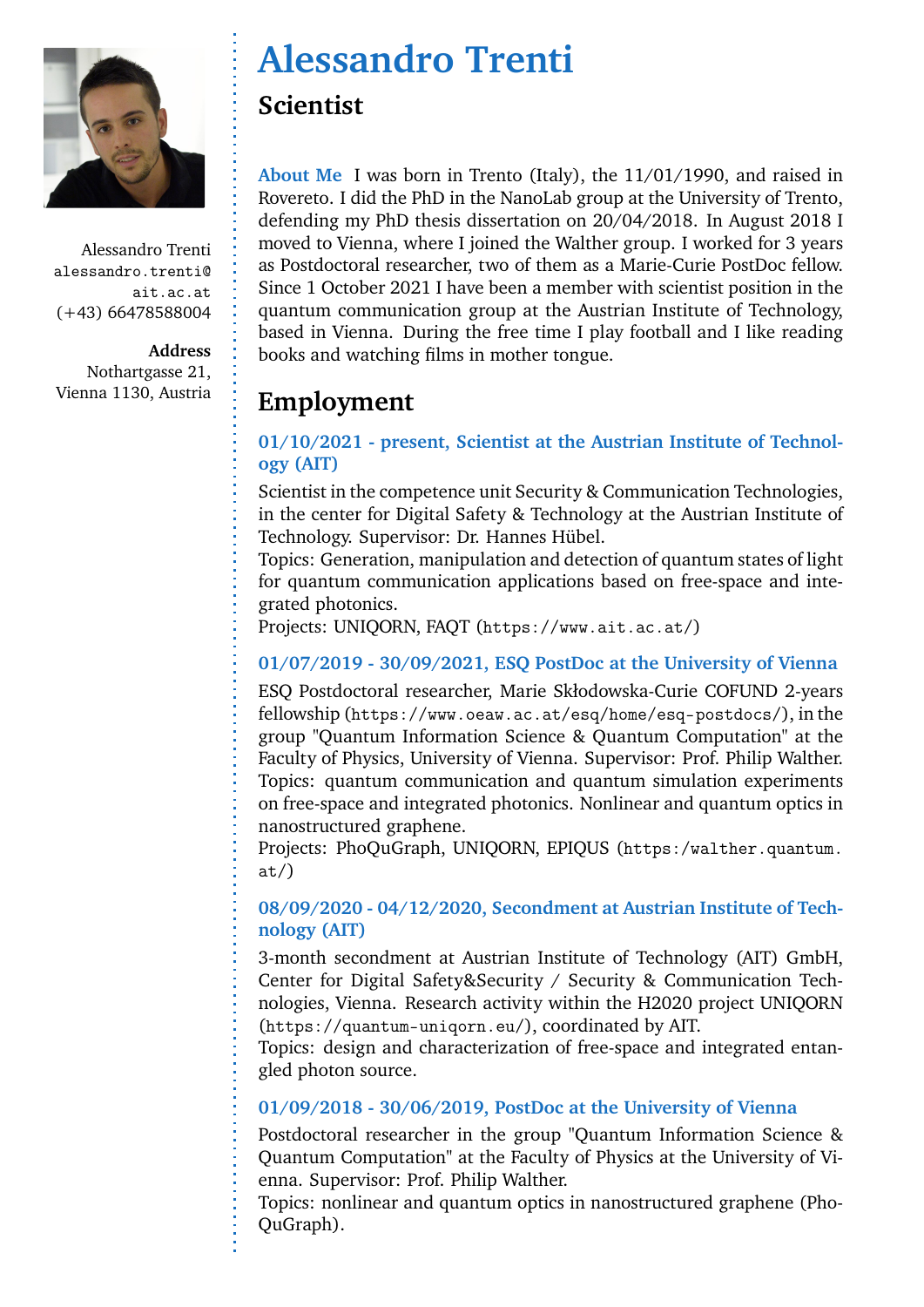Alessandro Trenti
alessandro.trenti@ait.ac.at
(+43) 66478588004

**Address**
Nothartgasse 21,
Vienna 1130, Austria

# Alessandro Trenti

## Scientist

**About Me** I was born in Trento (Italy), the 11/01/1990, and raised in Rovereto. I did the PhD in the NanoLab group at the University of Trento, defending my PhD thesis dissertation on 20/04/2018. In August 2018 I moved to Vienna, where I joined the Walther group. I worked for 3 years as Postdoctoral researcher, two of them as a Marie-Curie PostDoc fellow. Since 1 October 2021 I have been a member with scientist position in the quantum communication group at the Austrian Institute of Technology, based in Vienna. During the free time I play football and I like reading books and watching films in mother tongue.

## Employment

### 01/10/2021 - present, Scientist at the Austrian Institute of Technology (AIT)

Scientist in the competence unit Security & Communication Technologies, in the center for Digital Safety & Technology at the Austrian Institute of Technology. Supervisor: Dr. Hannes Hübel.
Topics: Generation, manipulation and detection of quantum states of light for quantum communication applications based on free-space and integrated photonics.
Projects: UNIQORN, FAQT (https://www.ait.ac.at/)

### 01/07/2019 - 30/09/2021, ESQ PostDoc at the University of Vienna

ESQ Postdoctoral researcher, Marie Skłodowska-Curie COFUND 2-years fellowship (https://www.oeaw.ac.at/esq/home/esq-postdocs/), in the group "Quantum Information Science & Quantum Computation" at the Faculty of Physics, University of Vienna. Supervisor: Prof. Philip Walther.
Topics: quantum communication and quantum simulation experiments on free-space and integrated photonics. Nonlinear and quantum optics in nanostructured graphene.
Projects: PhoQuGraph, UNIQORN, EPIQUS (https:/walther.quantum.at/)

### 08/09/2020 - 04/12/2020, Secondment at Austrian Institute of Technology (AIT)

3-month secondment at Austrian Institute of Technology (AIT) GmbH, Center for Digital Safety&Security / Security & Communication Technologies, Vienna. Research activity within the H2020 project UNIQORN (https://quantum-uniqorn.eu/), coordinated by AIT.
Topics: design and characterization of free-space and integrated entangled photon source.

### 01/09/2018 - 30/06/2019, PostDoc at the University of Vienna

Postdoctoral researcher in the group "Quantum Information Science & Quantum Computation" at the Faculty of Physics at the University of Vienna. Supervisor: Prof. Philip Walther.
Topics: nonlinear and quantum optics in nanostructured graphene (PhoQuGraph).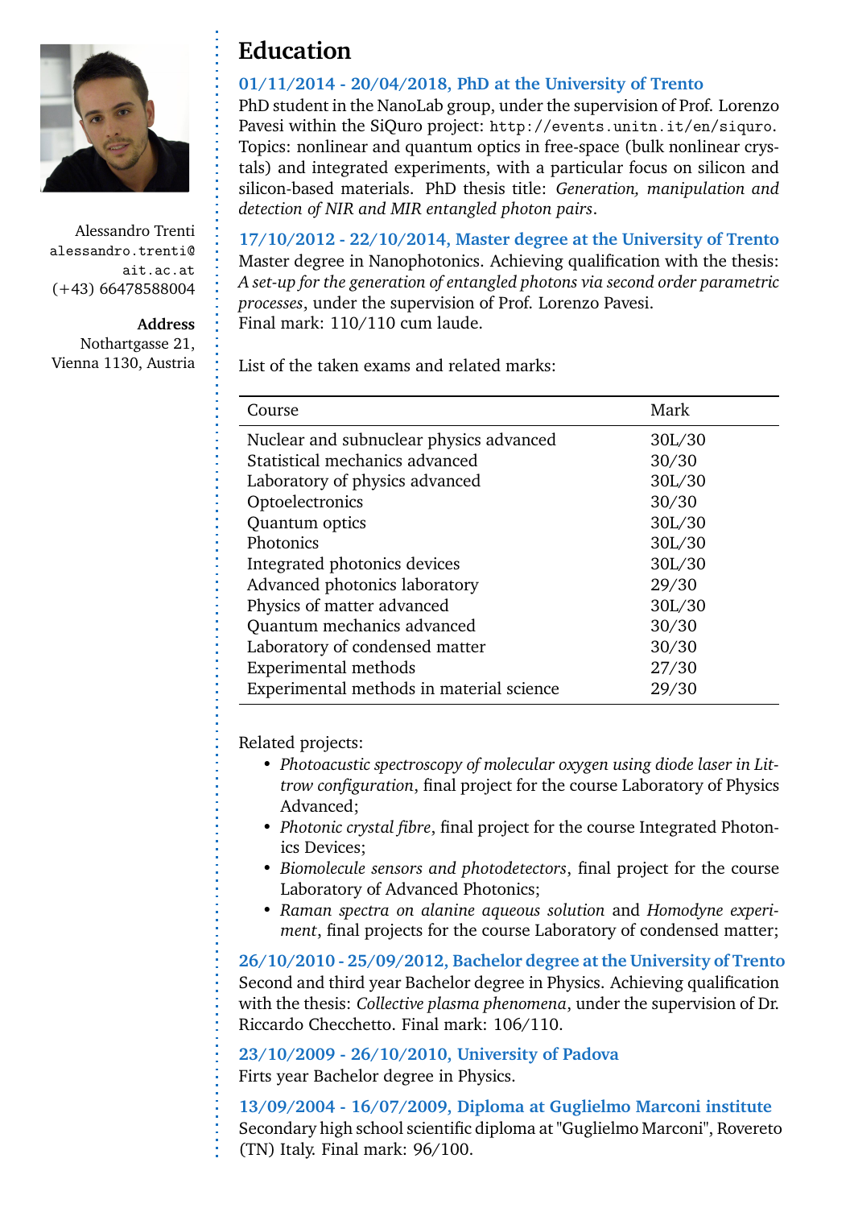Alessandro Trenti
alessandro.trenti@ait.ac.at
(+43) 66478588004

**Address**
Nothartgasse 21,
Vienna 1130, Austria

# Education

### 01/11/2014 - 20/04/2018, PhD at the University of Trento

PhD student in the NanoLab group, under the supervision of Prof. Lorenzo Pavesi within the SiQuro project: `http://events.unitn.it/en/siquro`. Topics: nonlinear and quantum optics in free-space (bulk nonlinear crystals) and integrated experiments, with a particular focus on silicon and silicon-based materials. PhD thesis title: *Generation, manipulation and detection of NIR and MIR entangled photon pairs*.

### 17/10/2012 - 22/10/2014, Master degree at the University of Trento

Master degree in Nanophotonics. Achieving qualification with the thesis: *A set-up for the generation of entangled photons via second order parametric processes*, under the supervision of Prof. Lorenzo Pavesi.
Final mark: 110/110 cum laude.

List of the taken exams and related marks:

| Course | Mark |
|---|---|
| Nuclear and subnuclear physics advanced | 30L/30 |
| Statistical mechanics advanced | 30/30 |
| Laboratory of physics advanced | 30L/30 |
| Optoelectronics | 30/30 |
| Quantum optics | 30L/30 |
| Photonics | 30L/30 |
| Integrated photonics devices | 30L/30 |
| Advanced photonics laboratory | 29/30 |
| Physics of matter advanced | 30L/30 |
| Quantum mechanics advanced | 30/30 |
| Laboratory of condensed matter | 30/30 |
| Experimental methods | 27/30 |
| Experimental methods in material science | 29/30 |

Related projects:

- *Photoacustic spectroscopy of molecular oxygen using diode laser in Littrow configuration*, final project for the course Laboratory of Physics Advanced;
- *Photonic crystal fibre*, final project for the course Integrated Photonics Devices;
- *Biomolecule sensors and photodetectors*, final project for the course Laboratory of Advanced Photonics;
- *Raman spectra on alanine aqueous solution* and *Homodyne experiment*, final projects for the course Laboratory of condensed matter;

### 26/10/2010 - 25/09/2012, Bachelor degree at the University of Trento

Second and third year Bachelor degree in Physics. Achieving qualification with the thesis: *Collective plasma phenomena*, under the supervision of Dr. Riccardo Checchetto. Final mark: 106/110.

### 23/10/2009 - 26/10/2010, University of Padova

Firts year Bachelor degree in Physics.

### 13/09/2004 - 16/07/2009, Diploma at Guglielmo Marconi institute

Secondary high school scientific diploma at "Guglielmo Marconi", Rovereto (TN) Italy. Final mark: 96/100.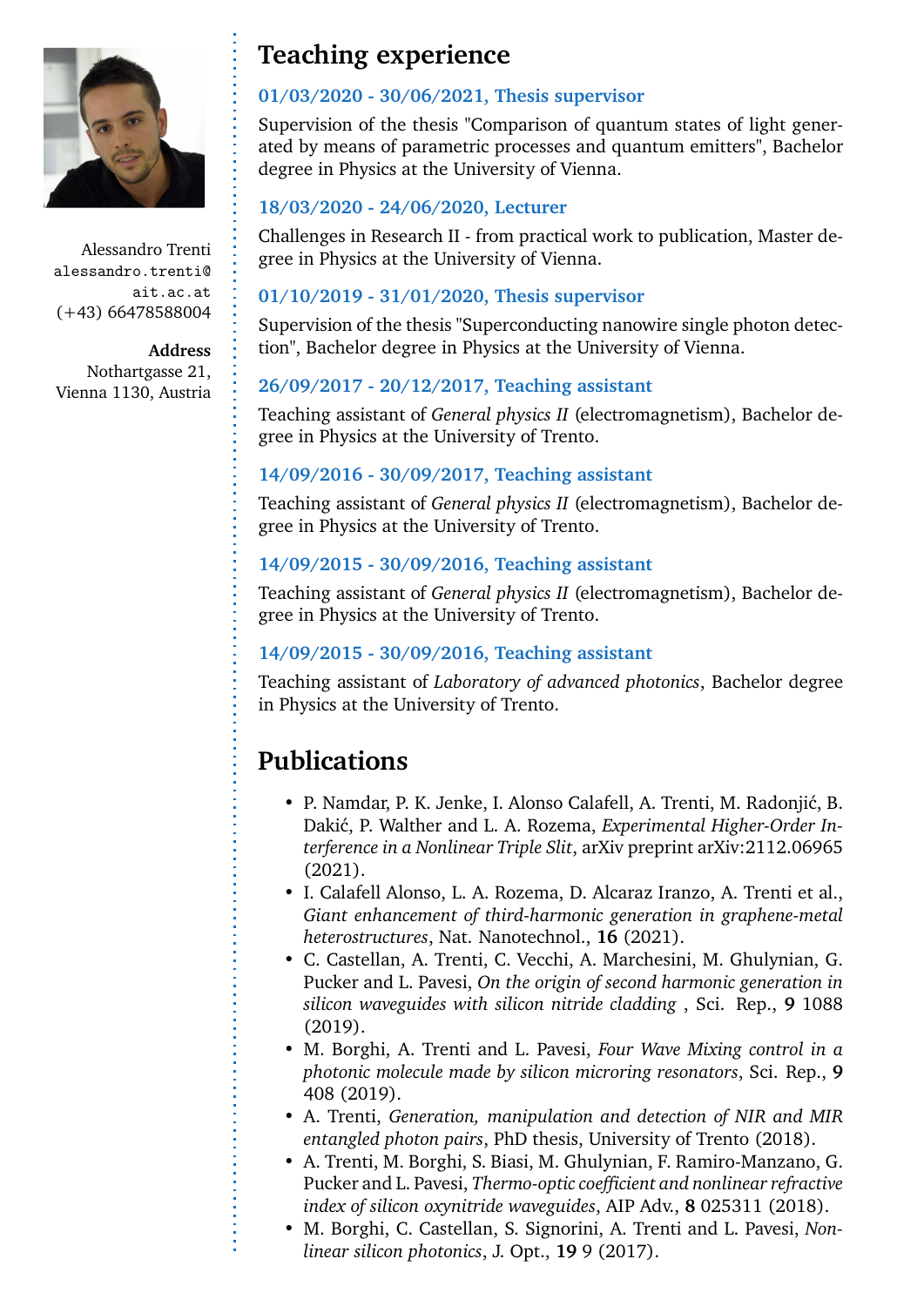Alessandro Trenti
alessandro.trenti@ait.ac.at
(+43) 66478588004

**Address**
Nothartgasse 21,
Vienna 1130, Austria

# Teaching experience

### 01/03/2020 - 30/06/2021, Thesis supervisor

Supervision of the thesis "Comparison of quantum states of light generated by means of parametric processes and quantum emitters", Bachelor degree in Physics at the University of Vienna.

### 18/03/2020 - 24/06/2020, Lecturer

Challenges in Research II - from practical work to publication, Master degree in Physics at the University of Vienna.

### 01/10/2019 - 31/01/2020, Thesis supervisor

Supervision of the thesis "Superconducting nanowire single photon detection", Bachelor degree in Physics at the University of Vienna.

### 26/09/2017 - 20/12/2017, Teaching assistant

Teaching assistant of *General physics II* (electromagnetism), Bachelor degree in Physics at the University of Trento.

### 14/09/2016 - 30/09/2017, Teaching assistant

Teaching assistant of *General physics II* (electromagnetism), Bachelor degree in Physics at the University of Trento.

### 14/09/2015 - 30/09/2016, Teaching assistant

Teaching assistant of *General physics II* (electromagnetism), Bachelor degree in Physics at the University of Trento.

### 14/09/2015 - 30/09/2016, Teaching assistant

Teaching assistant of *Laboratory of advanced photonics*, Bachelor degree in Physics at the University of Trento.

# Publications

- P. Namdar, P. K. Jenke, I. Alonso Calafell, A. Trenti, M. Radonjić, B. Dakić, P. Walther and L. A. Rozema, *Experimental Higher-Order Interference in a Nonlinear Triple Slit*, arXiv preprint arXiv:2112.06965 (2021).
- I. Calafell Alonso, L. A. Rozema, D. Alcaraz Iranzo, A. Trenti et al., *Giant enhancement of third-harmonic generation in graphene-metal heterostructures*, Nat. Nanotechnol., **16** (2021).
- C. Castellan, A. Trenti, C. Vecchi, A. Marchesini, M. Ghulynian, G. Pucker and L. Pavesi, *On the origin of second harmonic generation in silicon waveguides with silicon nitride cladding* , Sci. Rep., **9** 1088 (2019).
- M. Borghi, A. Trenti and L. Pavesi, *Four Wave Mixing control in a photonic molecule made by silicon microring resonators*, Sci. Rep., **9** 408 (2019).
- A. Trenti, *Generation, manipulation and detection of NIR and MIR entangled photon pairs*, PhD thesis, University of Trento (2018).
- A. Trenti, M. Borghi, S. Biasi, M. Ghulynian, F. Ramiro-Manzano, G. Pucker and L. Pavesi, *Thermo-optic coefficient and nonlinear refractive index of silicon oxynitride waveguides*, AIP Adv., **8** 025311 (2018).
- M. Borghi, C. Castellan, S. Signorini, A. Trenti and L. Pavesi, *Nonlinear silicon photonics*, J. Opt., **19** 9 (2017).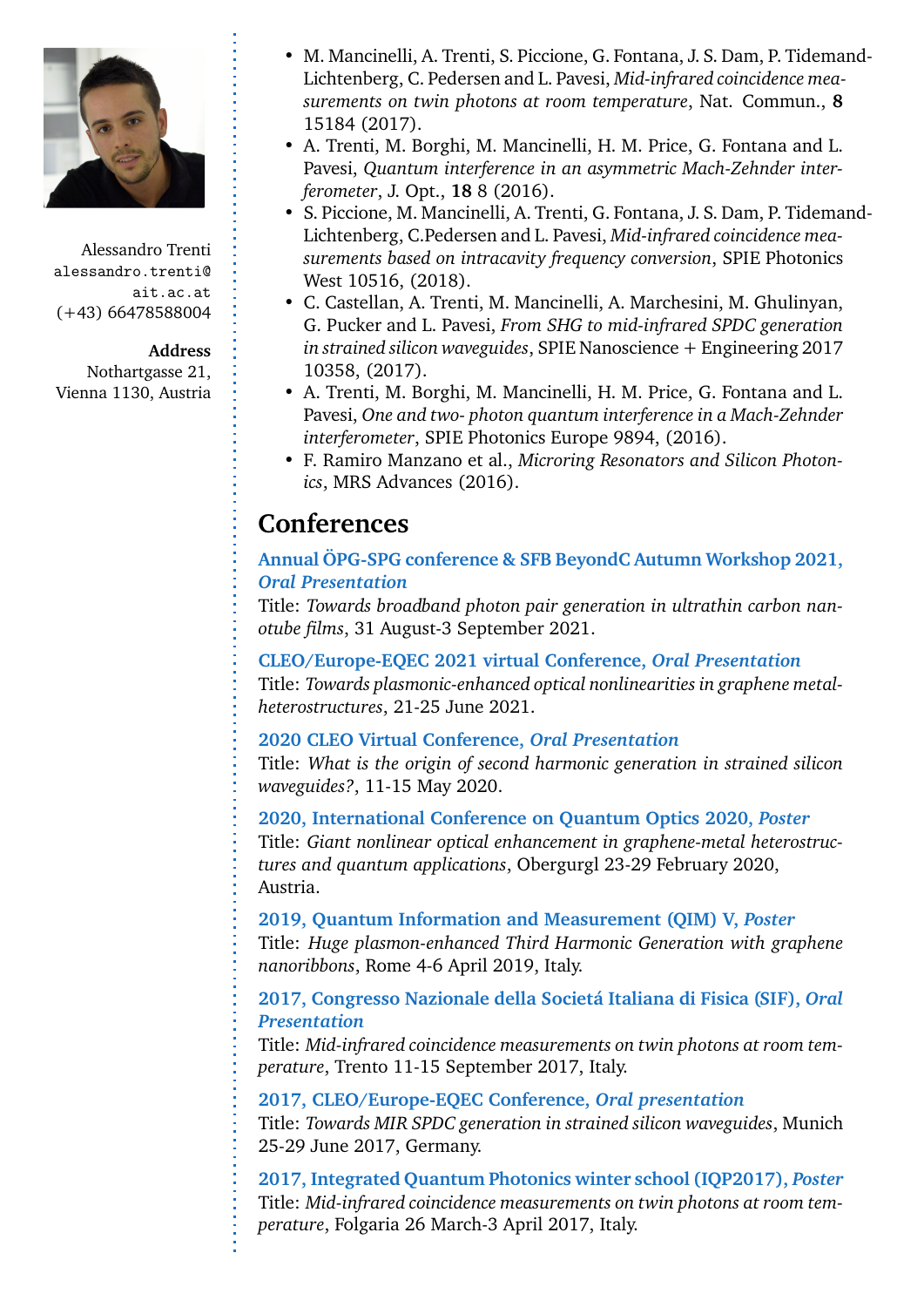Alessandro Trenti
alessandro.trenti@ait.ac.at
(+43) 66478588004

**Address**
Nothartgasse 21,
Vienna 1130, Austria

- M. Mancinelli, A. Trenti, S. Piccione, G. Fontana, J. S. Dam, P. Tidemand-Lichtenberg, C. Pedersen and L. Pavesi, *Mid-infrared coincidence measurements on twin photons at room temperature*, Nat. Commun., **8** 15184 (2017).
- A. Trenti, M. Borghi, M. Mancinelli, H. M. Price, G. Fontana and L. Pavesi, *Quantum interference in an asymmetric Mach-Zehnder interferometer*, J. Opt., **18** 8 (2016).
- S. Piccione, M. Mancinelli, A. Trenti, G. Fontana, J. S. Dam, P. Tidemand-Lichtenberg, C.Pedersen and L. Pavesi, *Mid-infrared coincidence measurements based on intracavity frequency conversion*, SPIE Photonics West 10516, (2018).
- C. Castellan, A. Trenti, M. Mancinelli, A. Marchesini, M. Ghulinyan, G. Pucker and L. Pavesi, *From SHG to mid-infrared SPDC generation in strained silicon waveguides*, SPIE Nanoscience + Engineering 2017 10358, (2017).
- A. Trenti, M. Borghi, M. Mancinelli, H. M. Price, G. Fontana and L. Pavesi, *One and two- photon quantum interference in a Mach-Zehnder interferometer*, SPIE Photonics Europe 9894, (2016).
- F. Ramiro Manzano et al., *Microring Resonators and Silicon Photonics*, MRS Advances (2016).

## Conferences

**Annual ÖPG-SPG conference & SFB BeyondC Autumn Workshop 2021, *Oral Presentation***
Title: *Towards broadband photon pair generation in ultrathin carbon nanotube films*, 31 August-3 September 2021.

**CLEO/Europe-EQEC 2021 virtual Conference, *Oral Presentation***
Title: *Towards plasmonic-enhanced optical nonlinearities in graphene metal-heterostructures*, 21-25 June 2021.

**2020 CLEO Virtual Conference, *Oral Presentation***
Title: *What is the origin of second harmonic generation in strained silicon waveguides?*, 11-15 May 2020.

**2020, International Conference on Quantum Optics 2020, *Poster***
Title: *Giant nonlinear optical enhancement in graphene-metal heterostructures and quantum applications*, Obergurgl 23-29 February 2020, Austria.

**2019, Quantum Information and Measurement (QIM) V, *Poster***
Title: *Huge plasmon-enhanced Third Harmonic Generation with graphene nanoribbons*, Rome 4-6 April 2019, Italy.

**2017, Congresso Nazionale della Societá Italiana di Fisica (SIF), *Oral Presentation***
Title: *Mid-infrared coincidence measurements on twin photons at room temperature*, Trento 11-15 September 2017, Italy.

**2017, CLEO/Europe-EQEC Conference, *Oral presentation***
Title: *Towards MIR SPDC generation in strained silicon waveguides*, Munich 25-29 June 2017, Germany.

**2017, Integrated Quantum Photonics winter school (IQP2017), *Poster***
Title: *Mid-infrared coincidence measurements on twin photons at room temperature*, Folgaria 26 March-3 April 2017, Italy.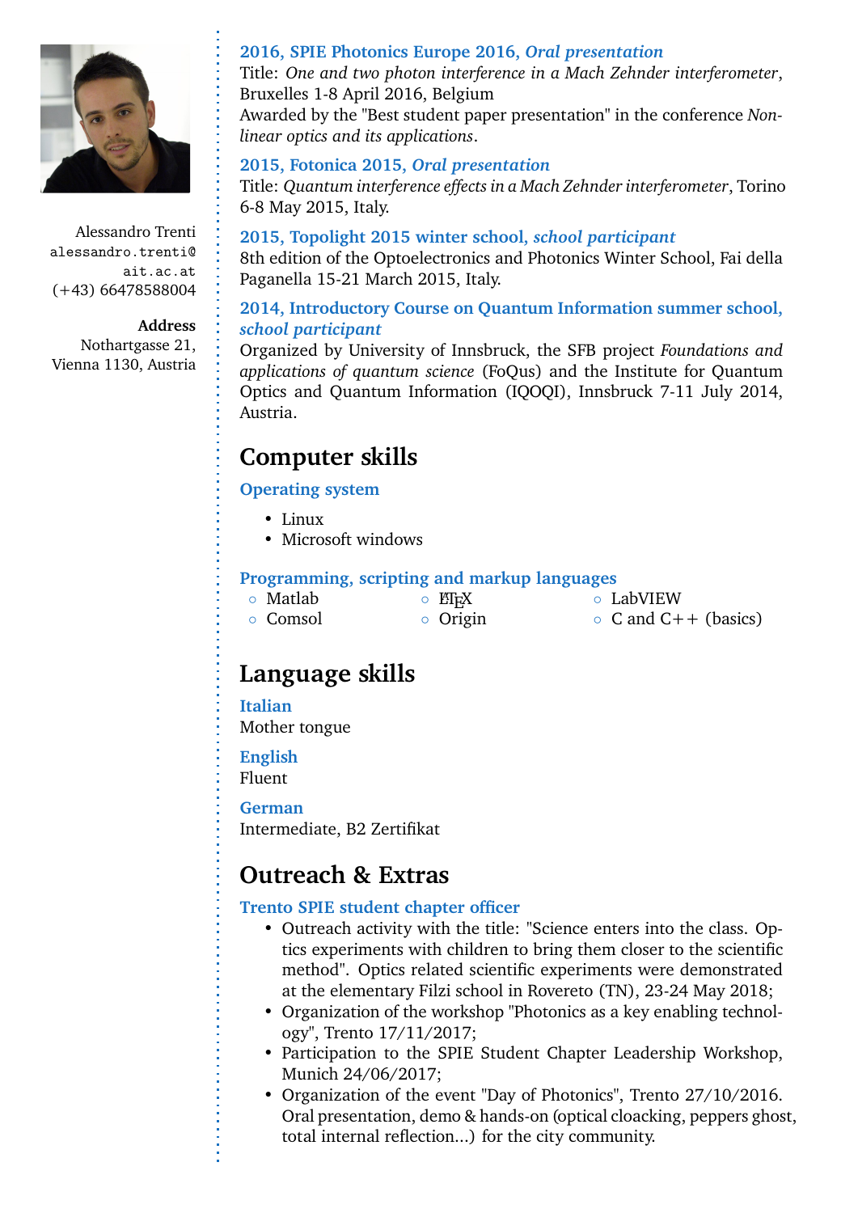Alessandro Trenti
alessandro.trenti@ait.ac.at
(+43) 66478588004

**Address**
Nothartgasse 21,
Vienna 1130, Austria

### 2016, SPIE Photonics Europe 2016, *Oral presentation*
Title: *One and two photon interference in a Mach Zehnder interferometer*, Bruxelles 1-8 April 2016, Belgium
Awarded by the "Best student paper presentation" in the conference *Non-linear optics and its applications*.

### 2015, Fotonica 2015, *Oral presentation*
Title: *Quantum interference effects in a Mach Zehnder interferometer*, Torino 6-8 May 2015, Italy.

### 2015, Topolight 2015 winter school, *school participant*
8th edition of the Optoelectronics and Photonics Winter School, Fai della Paganella 15-21 March 2015, Italy.

### 2014, Introductory Course on Quantum Information summer school, *school participant*
Organized by University of Innsbruck, the SFB project *Foundations and applications of quantum science* (FoQus) and the Institute for Quantum Optics and Quantum Information (IQOQI), Innsbruck 7-11 July 2014, Austria.

## Computer skills

### Operating system
- Linux
- Microsoft windows

### Programming, scripting and markup languages
- Matlab
- LaTeX
- LabVIEW
- Comsol
- Origin
- C and C++ (basics)

## Language skills

### Italian
Mother tongue

### English
Fluent

### German
Intermediate, B2 Zertifikat

## Outreach & Extras

### Trento SPIE student chapter officer
- Outreach activity with the title: "Science enters into the class. Optics experiments with children to bring them closer to the scientific method". Optics related scientific experiments were demonstrated at the elementary Filzi school in Rovereto (TN), 23-24 May 2018;
- Organization of the workshop "Photonics as a key enabling technology", Trento 17/11/2017;
- Participation to the SPIE Student Chapter Leadership Workshop, Munich 24/06/2017;
- Organization of the event "Day of Photonics", Trento 27/10/2016. Oral presentation, demo & hands-on (optical cloacking, peppers ghost, total internal reflection...) for the city community.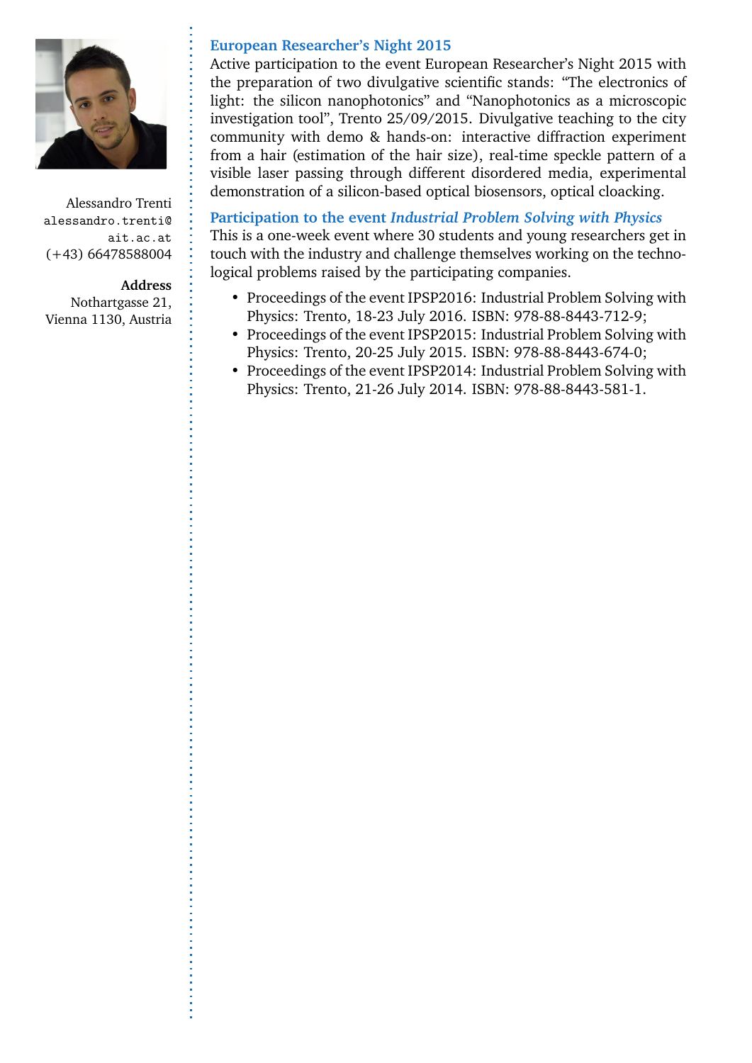Alessandro Trenti
alessandro.trenti@ait.ac.at
(+43) 66478588004

**Address**
Nothartgasse 21,
Vienna 1130, Austria

### European Researcher's Night 2015

Active participation to the event European Researcher's Night 2015 with the preparation of two divulgative scientific stands: "The electronics of light: the silicon nanophotonics" and "Nanophotonics as a microscopic investigation tool", Trento 25/09/2015. Divulgative teaching to the city community with demo & hands-on: interactive diffraction experiment from a hair (estimation of the hair size), real-time speckle pattern of a visible laser passing through different disordered media, experimental demonstration of a silicon-based optical biosensors, optical cloacking.

### Participation to the event *Industrial Problem Solving with Physics*

This is a one-week event where 30 students and young researchers get in touch with the industry and challenge themselves working on the technological problems raised by the participating companies.

- Proceedings of the event IPSP2016: Industrial Problem Solving with Physics: Trento, 18-23 July 2016. ISBN: 978-88-8443-712-9;
- Proceedings of the event IPSP2015: Industrial Problem Solving with Physics: Trento, 20-25 July 2015. ISBN: 978-88-8443-674-0;
- Proceedings of the event IPSP2014: Industrial Problem Solving with Physics: Trento, 21-26 July 2014. ISBN: 978-88-8443-581-1.